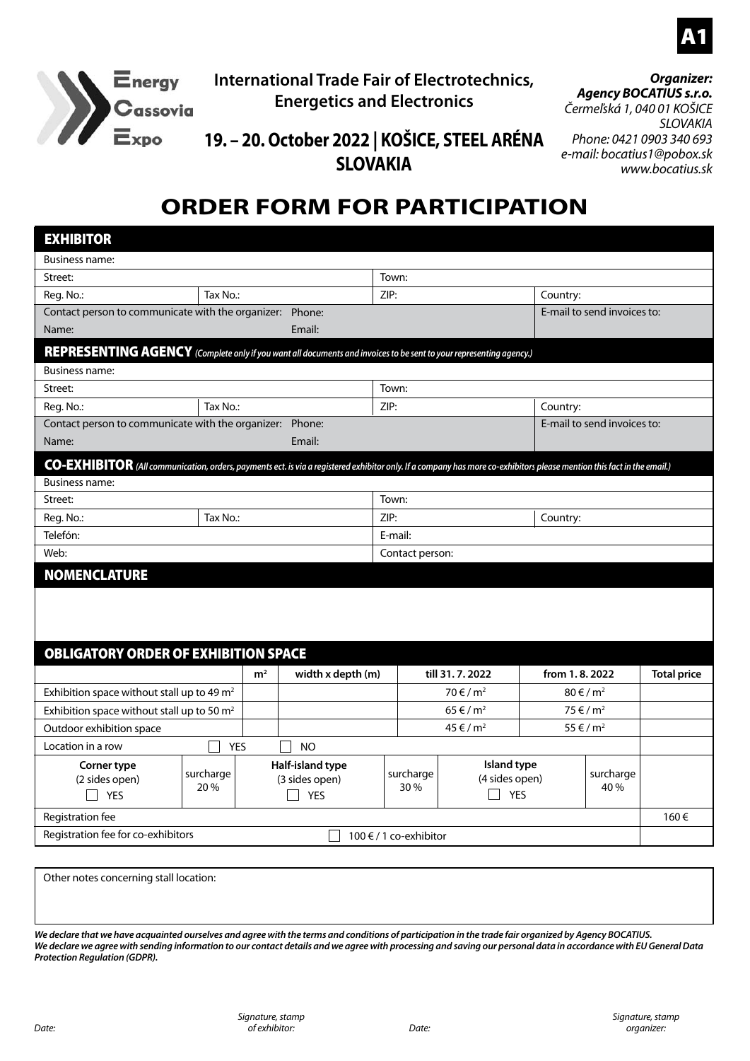A1

Energy Cassovia Expo

**International Trade Fair of Electrotechnics, Energetics and Electronics**

## 19. – 20. October 2022 | KOŠICE, STEEL ARÉNA SLOVAKIA

***Organizer:***
***Agency BOCATIUS s.r.o.***
*Čermeľská 1, 040 01 KOŠICE*
*SLOVAKIA*
*Phone: 0421 0903 340 693*
*e-mail: bocatius1@pobox.sk*
*www.bocatius.sk*

# ORDER FORM FOR PARTICIPATION

## EXHIBITOR

| | | | | |
|---|---|---|---|---|
| Business name: | | | | |
| Street: | | | Town: | |
| Reg. No.: | Tax No.: | | ZIP: | Country: |
| Contact person to communicate with the organizer: | | Phone: | | E-mail to send invoices to: |
| Name: | | Email: | | |

## REPRESENTING AGENCY *(Complete only if you want all documents and invoices to be sent to your representing agency.)*

| | | | | |
|---|---|---|---|---|
| Business name: | | | | |
| Street: | | | Town: | |
| Reg. No.: | Tax No.: | | ZIP: | Country: |
| Contact person to communicate with the organizer: | | Phone: | | E-mail to send invoices to: |
| Name: | | Email: | | |

## CO-EXHIBITOR *(All communication, orders, payments ect. is via a registered exhibitor only. If a company has more co-exhibitors please mention this fact in the email.)*

| | | | |
|---|---|---|---|
| Business name: | | | |
| Street: | | Town: | |
| Reg. No.: | Tax No.: | ZIP: | Country: |
| Telefón: | | E-mail: | |
| Web: | | Contact person: | |

## NOMENCLATURE

## OBLIGATORY ORDER OF EXHIBITION SPACE

| | m² | width x depth (m) | till 31. 7. 2022 | from 1. 8. 2022 | Total price |
|---|---|---|---|---|---|
| Exhibition space without stall up to 49 m² | | | 70 € / m² | 80 € / m² | |
| Exhibition space without stall up to 50 m² | | | 65 € / m² | 75 € / m² | |
| Outdoor exhibition space | | | 45 € / m² | 55 € / m² | |
| Location in a row ☐ YES ☐ NO | | | | | |
| **Corner type** (2 sides open) ☐ YES | surcharge 20 % | **Half-island type** (3 sides open) ☐ YES | surcharge 30 % | **Island type** (4 sides open) ☐ YES — surcharge 40 % | |
| Registration fee | | | | | 160 € |
| Registration fee for co-exhibitors | | ☐ 100 € / 1 co-exhibitor | | | |

Other notes concerning stall location:

***We declare that we have acquainted ourselves and agree with the terms and conditions of participation in the trade fair organized by Agency BOCATIUS.***
***We declare we agree with sending information to our contact details and we agree with processing and saving our personal data in accordance with EU General Data Protection Regulation (GDPR).***

*Date:* *Signature, stamp of exhibitor:* *Date:* *Signature, stamp organizer:*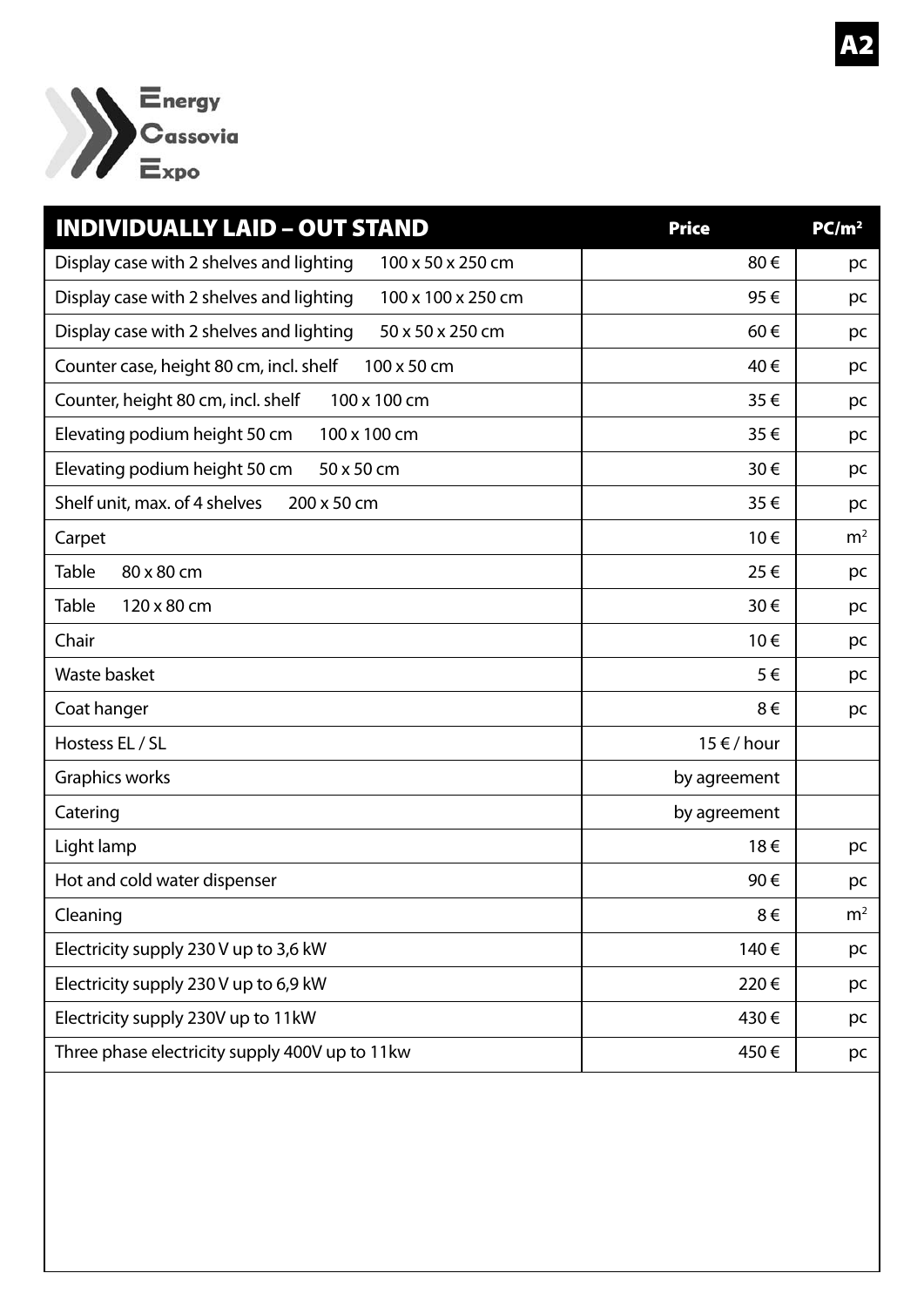Energy Cassovia Expo

| INDIVIDUALLY LAID – OUT STAND | Price | PC/m² |
| --- | --- | --- |
| Display case with 2 shelves and lighting 100 x 50 x 250 cm | 80 € | pc |
| Display case with 2 shelves and lighting 100 x 100 x 250 cm | 95 € | pc |
| Display case with 2 shelves and lighting 50 x 50 x 250 cm | 60 € | pc |
| Counter case, height 80 cm, incl. shelf 100 x 50 cm | 40 € | pc |
| Counter, height 80 cm, incl. shelf 100 x 100 cm | 35 € | pc |
| Elevating podium height 50 cm 100 x 100 cm | 35 € | pc |
| Elevating podium height 50 cm 50 x 50 cm | 30 € | pc |
| Shelf unit, max. of 4 shelves 200 x 50 cm | 35 € | pc |
| Carpet | 10 € | $m^2$ |
| Table 80 x 80 cm | 25 € | pc |
| Table 120 x 80 cm | 30 € | pc |
| Chair | 10 € | pc |
| Waste basket | 5 € | pc |
| Coat hanger | 8 € | pc |
| Hostess EL / SL | 15 € / hour | |
| Graphics works | by agreement | |
| Catering | by agreement | |
| Light lamp | 18 € | pc |
| Hot and cold water dispenser | 90 € | pc |
| Cleaning | 8 € | $m^2$ |
| Electricity supply 230 V up to 3,6 kW | 140 € | pc |
| Electricity supply 230 V up to 6,9 kW | 220 € | pc |
| Electricity supply 230V up to 11kW | 430 € | pc |
| Three phase electricity supply 400V up to 11kw | 450 € | pc |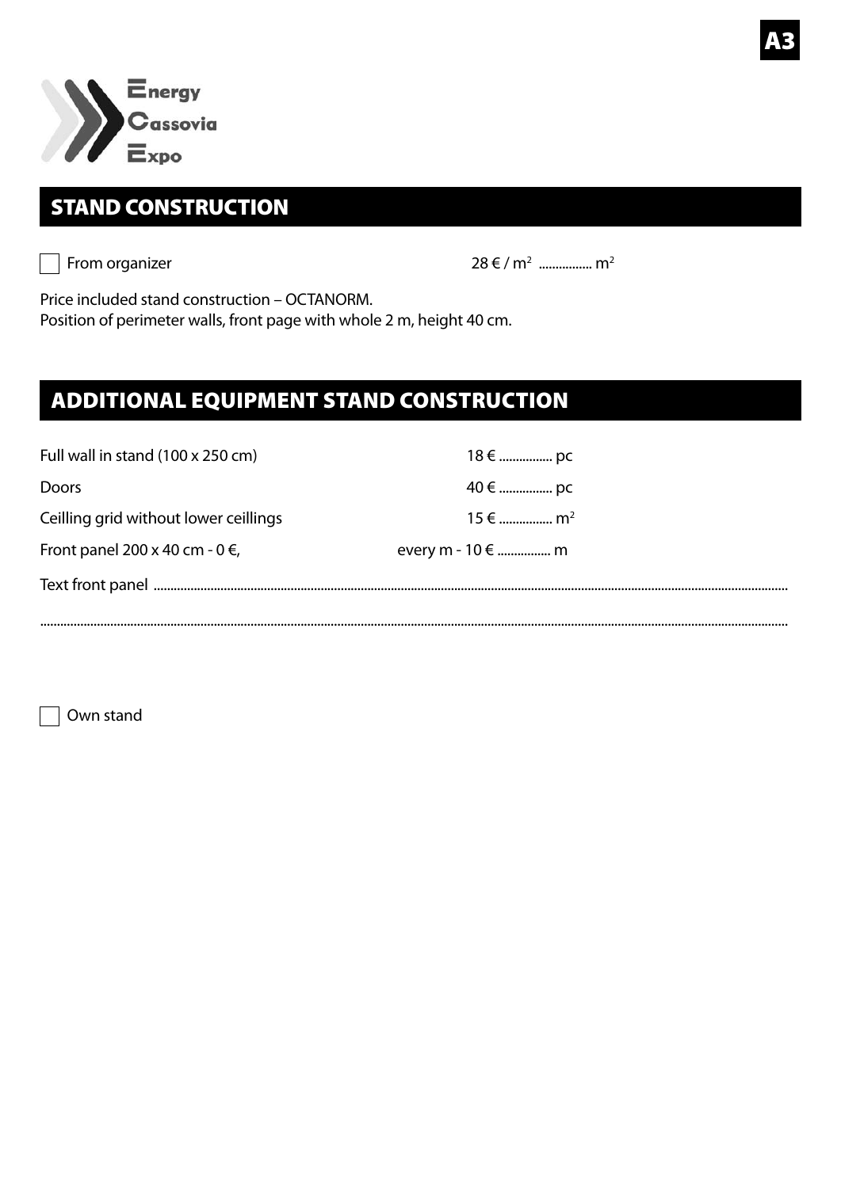A3

Energy Cassovia Expo

## STAND CONSTRUCTION

☐ From organizer 28 € / m$^2$ ................ m$^2$

Price included stand construction – OCTANORM.
Position of perimeter walls, front page with whole 2 m, height 40 cm.

## ADDITIONAL EQUIPMENT STAND CONSTRUCTION

| | |
|---|---|
| Full wall in stand (100 x 250 cm) | 18 € ................ pc |
| Doors | 40 € ................ pc |
| Ceilling grid without lower ceillings | 15 € ................ m$^2$ |
| Front panel 200 x 40 cm - 0 €, | every m - 10 € ................ m |

Text front panel ..........................................................................................................................................................................................

..........................................................................................................................................................................................................

☐ Own stand